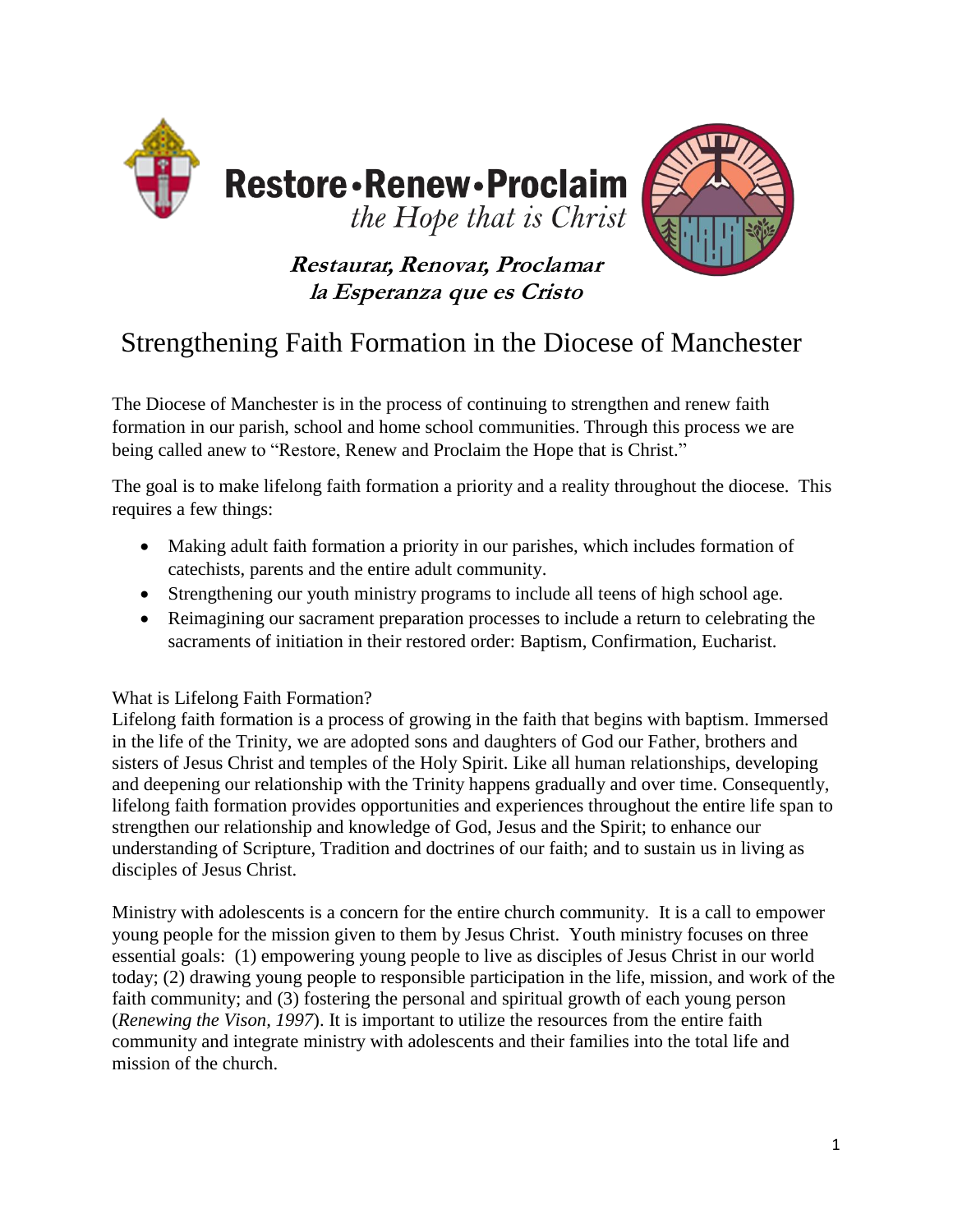**Restore•Renew•Proclaim**
*the Hope that is Christ*

***Restaurar, Renovar, Proclamar***
***la Esperanza que es Cristo***

# Strengthening Faith Formation in the Diocese of Manchester

The Diocese of Manchester is in the process of continuing to strengthen and renew faith formation in our parish, school and home school communities. Through this process we are being called anew to "Restore, Renew and Proclaim the Hope that is Christ."

The goal is to make lifelong faith formation a priority and a reality throughout the diocese. This requires a few things:

- Making adult faith formation a priority in our parishes, which includes formation of catechists, parents and the entire adult community.
- Strengthening our youth ministry programs to include all teens of high school age.
- Reimagining our sacrament preparation processes to include a return to celebrating the sacraments of initiation in their restored order: Baptism, Confirmation, Eucharist.

What is Lifelong Faith Formation?
Lifelong faith formation is a process of growing in the faith that begins with baptism. Immersed in the life of the Trinity, we are adopted sons and daughters of God our Father, brothers and sisters of Jesus Christ and temples of the Holy Spirit. Like all human relationships, developing and deepening our relationship with the Trinity happens gradually and over time. Consequently, lifelong faith formation provides opportunities and experiences throughout the entire life span to strengthen our relationship and knowledge of God, Jesus and the Spirit; to enhance our understanding of Scripture, Tradition and doctrines of our faith; and to sustain us in living as disciples of Jesus Christ.

Ministry with adolescents is a concern for the entire church community. It is a call to empower young people for the mission given to them by Jesus Christ. Youth ministry focuses on three essential goals: (1) empowering young people to live as disciples of Jesus Christ in our world today; (2) drawing young people to responsible participation in the life, mission, and work of the faith community; and (3) fostering the personal and spiritual growth of each young person (*Renewing the Vison, 1997*). It is important to utilize the resources from the entire faith community and integrate ministry with adolescents and their families into the total life and mission of the church.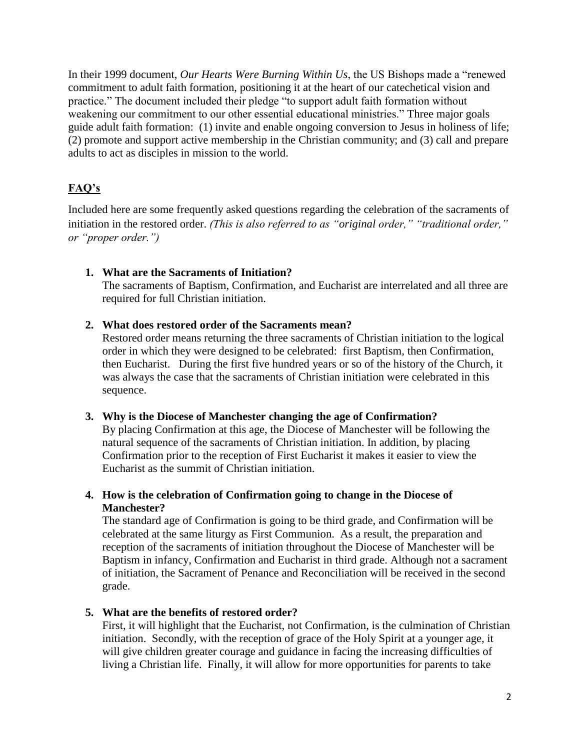In their 1999 document, *Our Hearts Were Burning Within Us*, the US Bishops made a "renewed commitment to adult faith formation, positioning it at the heart of our catechetical vision and practice." The document included their pledge "to support adult faith formation without weakening our commitment to our other essential educational ministries." Three major goals guide adult faith formation: (1) invite and enable ongoing conversion to Jesus in holiness of life; (2) promote and support active membership in the Christian community; and (3) call and prepare adults to act as disciples in mission to the world.

## **<u>FAQ's</u>**

Included here are some frequently asked questions regarding the celebration of the sacraments of initiation in the restored order. *(This is also referred to as "original order," "traditional order," or "proper order.")*

1. **What are the Sacraments of Initiation?**
   The sacraments of Baptism, Confirmation, and Eucharist are interrelated and all three are required for full Christian initiation.

2. **What does restored order of the Sacraments mean?**
   Restored order means returning the three sacraments of Christian initiation to the logical order in which they were designed to be celebrated: first Baptism, then Confirmation, then Eucharist. During the first five hundred years or so of the history of the Church, it was always the case that the sacraments of Christian initiation were celebrated in this sequence.

3. **Why is the Diocese of Manchester changing the age of Confirmation?**
   By placing Confirmation at this age, the Diocese of Manchester will be following the natural sequence of the sacraments of Christian initiation. In addition, by placing Confirmation prior to the reception of First Eucharist it makes it easier to view the Eucharist as the summit of Christian initiation.

4. **How is the celebration of Confirmation going to change in the Diocese of Manchester?**
   The standard age of Confirmation is going to be third grade, and Confirmation will be celebrated at the same liturgy as First Communion. As a result, the preparation and reception of the sacraments of initiation throughout the Diocese of Manchester will be Baptism in infancy, Confirmation and Eucharist in third grade. Although not a sacrament of initiation, the Sacrament of Penance and Reconciliation will be received in the second grade.

5. **What are the benefits of restored order?**
   First, it will highlight that the Eucharist, not Confirmation, is the culmination of Christian initiation. Secondly, with the reception of grace of the Holy Spirit at a younger age, it will give children greater courage and guidance in facing the increasing difficulties of living a Christian life. Finally, it will allow for more opportunities for parents to take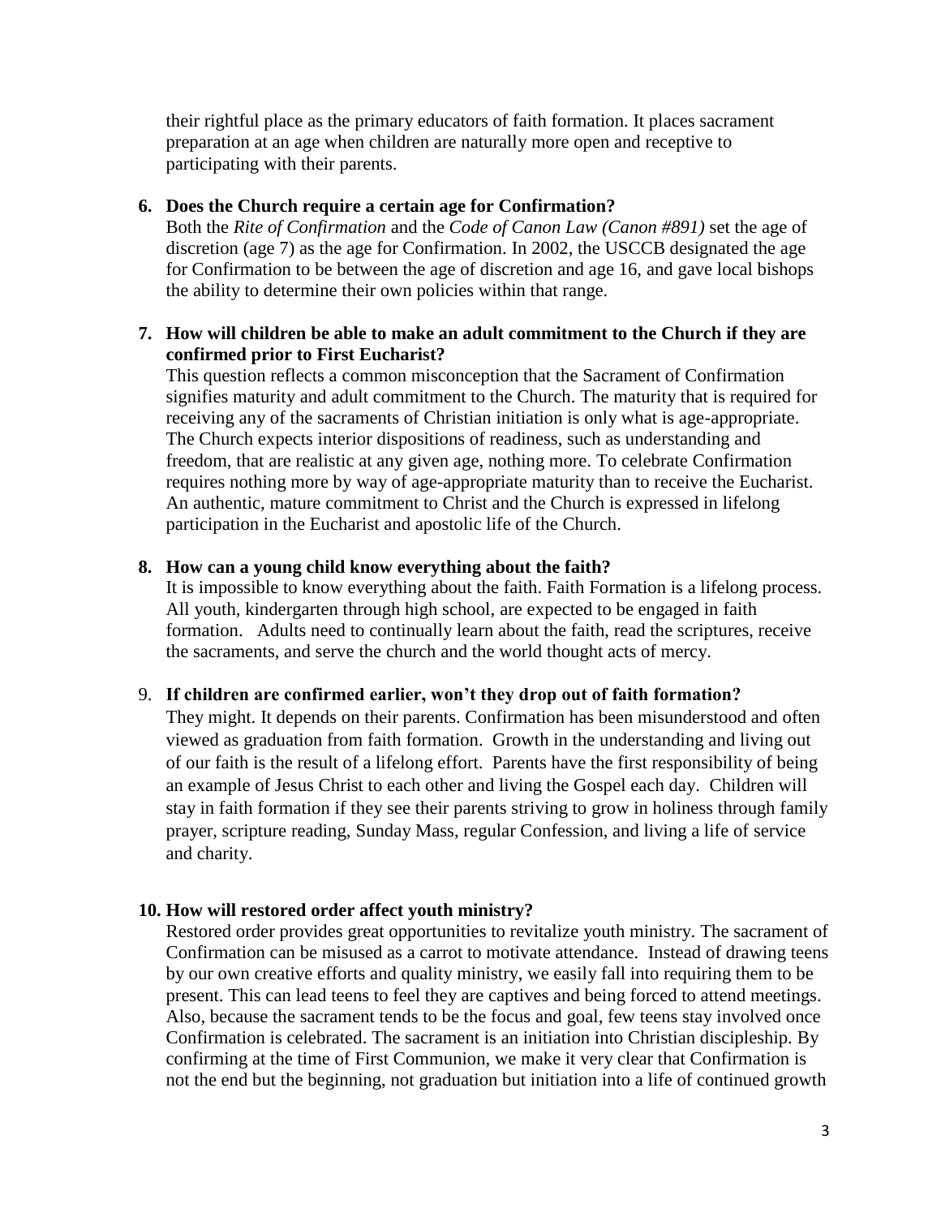their rightful place as the primary educators of faith formation. It places sacrament preparation at an age when children are naturally more open and receptive to participating with their parents.

6. **Does the Church require a certain age for Confirmation?**
   Both the *Rite of Confirmation* and the *Code of Canon Law (Canon #891)* set the age of discretion (age 7) as the age for Confirmation. In 2002, the USCCB designated the age for Confirmation to be between the age of discretion and age 16, and gave local bishops the ability to determine their own policies within that range.

7. **How will children be able to make an adult commitment to the Church if they are confirmed prior to First Eucharist?**
   This question reflects a common misconception that the Sacrament of Confirmation signifies maturity and adult commitment to the Church. The maturity that is required for receiving any of the sacraments of Christian initiation is only what is age-appropriate. The Church expects interior dispositions of readiness, such as understanding and freedom, that are realistic at any given age, nothing more. To celebrate Confirmation requires nothing more by way of age-appropriate maturity than to receive the Eucharist. An authentic, mature commitment to Christ and the Church is expressed in lifelong participation in the Eucharist and apostolic life of the Church.

8. **How can a young child know everything about the faith?**
   It is impossible to know everything about the faith. Faith Formation is a lifelong process. All youth, kindergarten through high school, are expected to be engaged in faith formation. Adults need to continually learn about the faith, read the scriptures, receive the sacraments, and serve the church and the world thought acts of mercy.

9. **If children are confirmed earlier, won't they drop out of faith formation?**
   They might. It depends on their parents. Confirmation has been misunderstood and often viewed as graduation from faith formation. Growth in the understanding and living out of our faith is the result of a lifelong effort. Parents have the first responsibility of being an example of Jesus Christ to each other and living the Gospel each day. Children will stay in faith formation if they see their parents striving to grow in holiness through family prayer, scripture reading, Sunday Mass, regular Confession, and living a life of service and charity.

10. **How will restored order affect youth ministry?**
    Restored order provides great opportunities to revitalize youth ministry. The sacrament of Confirmation can be misused as a carrot to motivate attendance. Instead of drawing teens by our own creative efforts and quality ministry, we easily fall into requiring them to be present. This can lead teens to feel they are captives and being forced to attend meetings. Also, because the sacrament tends to be the focus and goal, few teens stay involved once Confirmation is celebrated. The sacrament is an initiation into Christian discipleship. By confirming at the time of First Communion, we make it very clear that Confirmation is not the end but the beginning, not graduation but initiation into a life of continued growth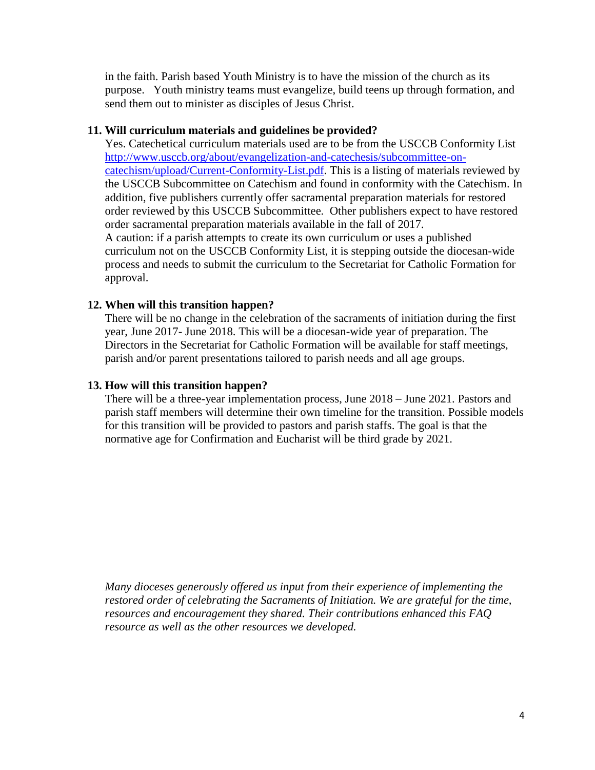in the faith. Parish based Youth Ministry is to have the mission of the church as its purpose. Youth ministry teams must evangelize, build teens up through formation, and send them out to minister as disciples of Jesus Christ.

**11. Will curriculum materials and guidelines be provided?**

Yes. Catechetical curriculum materials used are to be from the USCCB Conformity List [http://www.usccb.org/about/evangelization-and-catechesis/subcommittee-on-catechism/upload/Current-Conformity-List.pdf](http://www.usccb.org/about/evangelization-and-catechesis/subcommittee-on-catechism/upload/Current-Conformity-List.pdf). This is a listing of materials reviewed by the USCCB Subcommittee on Catechism and found in conformity with the Catechism. In addition, five publishers currently offer sacramental preparation materials for restored order reviewed by this USCCB Subcommittee. Other publishers expect to have restored order sacramental preparation materials available in the fall of 2017.

A caution: if a parish attempts to create its own curriculum or uses a published curriculum not on the USCCB Conformity List, it is stepping outside the diocesan-wide process and needs to submit the curriculum to the Secretariat for Catholic Formation for approval.

**12. When will this transition happen?**

There will be no change in the celebration of the sacraments of initiation during the first year, June 2017- June 2018. This will be a diocesan-wide year of preparation. The Directors in the Secretariat for Catholic Formation will be available for staff meetings, parish and/or parent presentations tailored to parish needs and all age groups.

**13. How will this transition happen?**

There will be a three-year implementation process, June 2018 – June 2021. Pastors and parish staff members will determine their own timeline for the transition. Possible models for this transition will be provided to pastors and parish staffs. The goal is that the normative age for Confirmation and Eucharist will be third grade by 2021.

*Many dioceses generously offered us input from their experience of implementing the restored order of celebrating the Sacraments of Initiation. We are grateful for the time, resources and encouragement they shared. Their contributions enhanced this FAQ resource as well as the other resources we developed.*